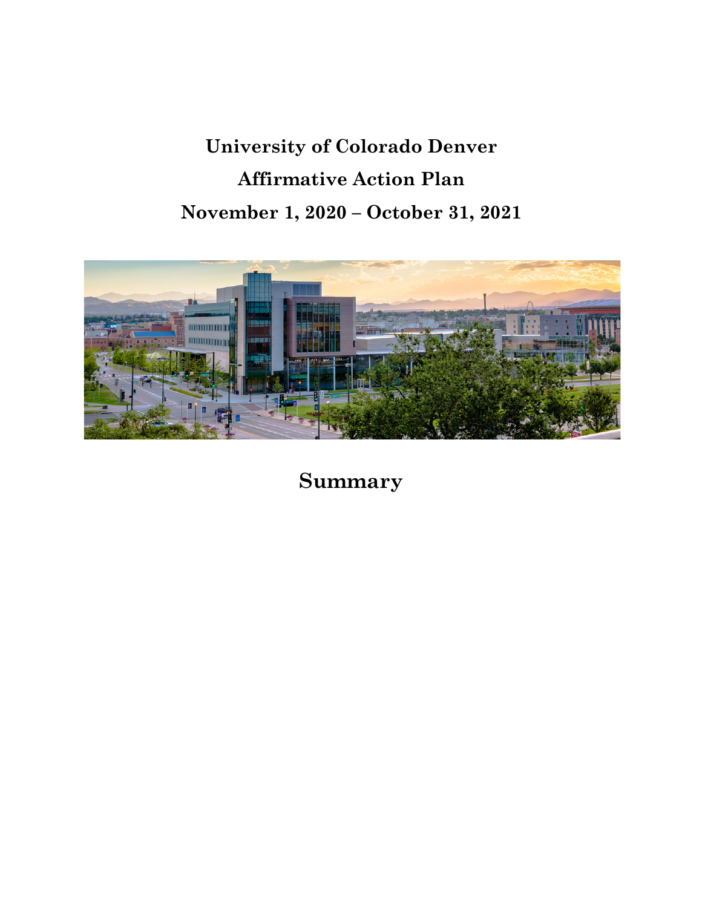# University of Colorado Denver

# Affirmative Action Plan

# November 1, 2020 – October 31, 2021

## Summary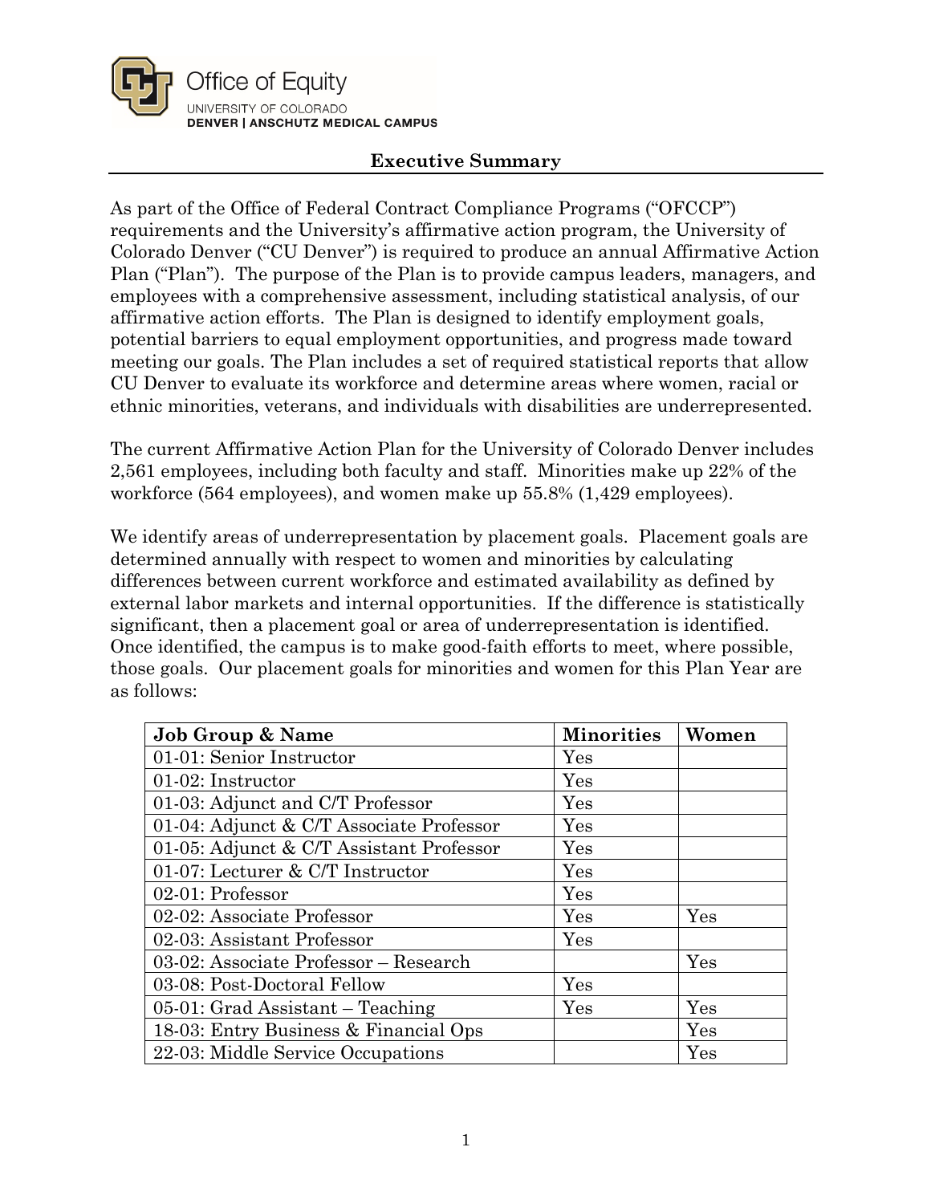Office of Equity
UNIVERSITY OF COLORADO
**DENVER | ANSCHUTZ MEDICAL CAMPUS**

## Executive Summary

As part of the Office of Federal Contract Compliance Programs ("OFCCP") requirements and the University's affirmative action program, the University of Colorado Denver ("CU Denver") is required to produce an annual Affirmative Action Plan ("Plan"). The purpose of the Plan is to provide campus leaders, managers, and employees with a comprehensive assessment, including statistical analysis, of our affirmative action efforts. The Plan is designed to identify employment goals, potential barriers to equal employment opportunities, and progress made toward meeting our goals. The Plan includes a set of required statistical reports that allow CU Denver to evaluate its workforce and determine areas where women, racial or ethnic minorities, veterans, and individuals with disabilities are underrepresented.

The current Affirmative Action Plan for the University of Colorado Denver includes 2,561 employees, including both faculty and staff. Minorities make up 22% of the workforce (564 employees), and women make up 55.8% (1,429 employees).

We identify areas of underrepresentation by placement goals. Placement goals are determined annually with respect to women and minorities by calculating differences between current workforce and estimated availability as defined by external labor markets and internal opportunities. If the difference is statistically significant, then a placement goal or area of underrepresentation is identified. Once identified, the campus is to make good-faith efforts to meet, where possible, those goals. Our placement goals for minorities and women for this Plan Year are as follows:

| Job Group & Name | Minorities | Women |
|---|---|---|
| 01-01: Senior Instructor | Yes | |
| 01-02: Instructor | Yes | |
| 01-03: Adjunct and C/T Professor | Yes | |
| 01-04: Adjunct & C/T Associate Professor | Yes | |
| 01-05: Adjunct & C/T Assistant Professor | Yes | |
| 01-07: Lecturer & C/T Instructor | Yes | |
| 02-01: Professor | Yes | |
| 02-02: Associate Professor | Yes | Yes |
| 02-03: Assistant Professor | Yes | |
| 03-02: Associate Professor – Research | | Yes |
| 03-08: Post-Doctoral Fellow | Yes | |
| 05-01: Grad Assistant – Teaching | Yes | Yes |
| 18-03: Entry Business & Financial Ops | | Yes |
| 22-03: Middle Service Occupations | | Yes |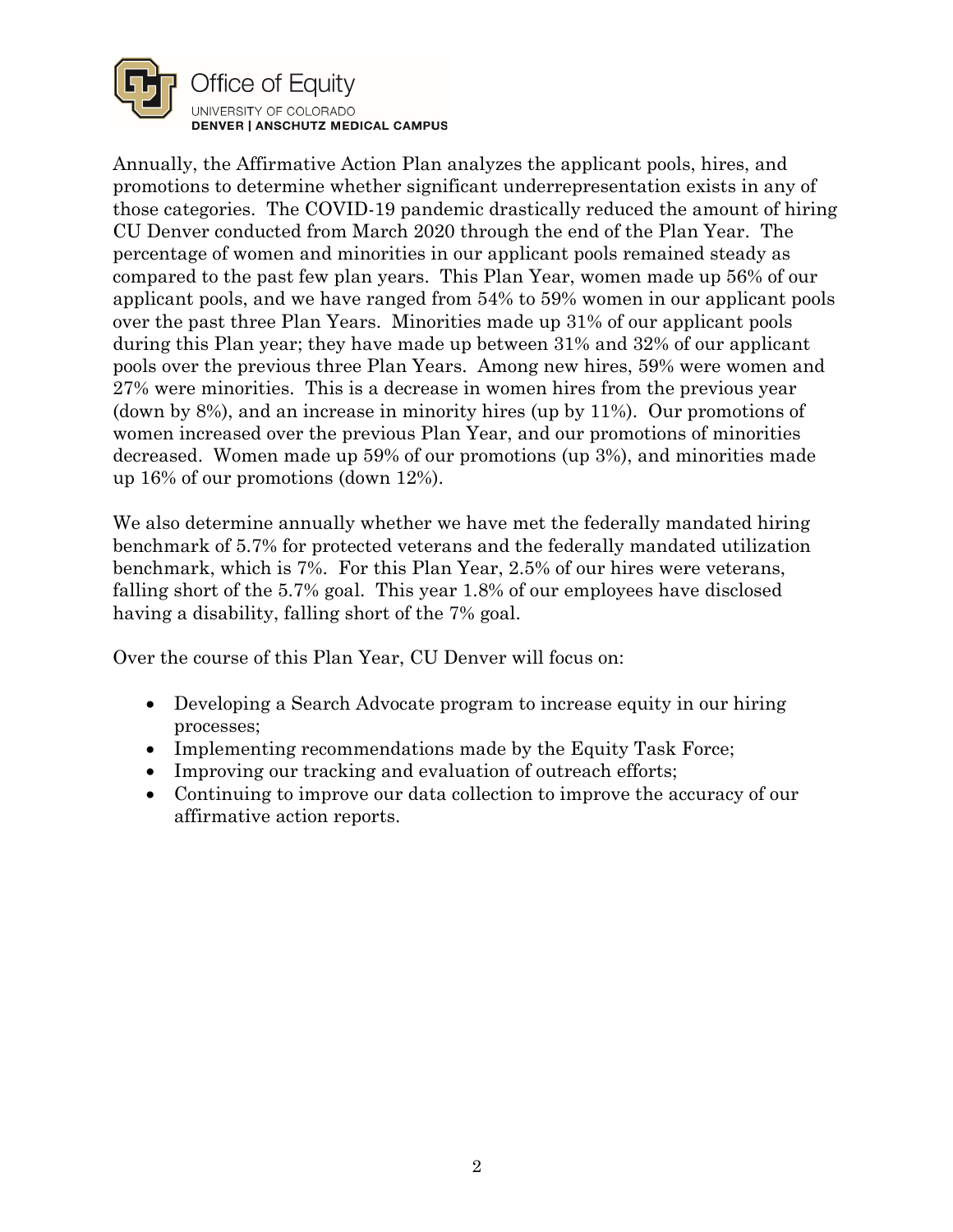Annually, the Affirmative Action Plan analyzes the applicant pools, hires, and promotions to determine whether significant underrepresentation exists in any of those categories. The COVID-19 pandemic drastically reduced the amount of hiring CU Denver conducted from March 2020 through the end of the Plan Year. The percentage of women and minorities in our applicant pools remained steady as compared to the past few plan years. This Plan Year, women made up 56% of our applicant pools, and we have ranged from 54% to 59% women in our applicant pools over the past three Plan Years. Minorities made up 31% of our applicant pools during this Plan year; they have made up between 31% and 32% of our applicant pools over the previous three Plan Years. Among new hires, 59% were women and 27% were minorities. This is a decrease in women hires from the previous year (down by 8%), and an increase in minority hires (up by 11%). Our promotions of women increased over the previous Plan Year, and our promotions of minorities decreased. Women made up 59% of our promotions (up 3%), and minorities made up 16% of our promotions (down 12%).

We also determine annually whether we have met the federally mandated hiring benchmark of 5.7% for protected veterans and the federally mandated utilization benchmark, which is 7%. For this Plan Year, 2.5% of our hires were veterans, falling short of the 5.7% goal. This year 1.8% of our employees have disclosed having a disability, falling short of the 7% goal.

Over the course of this Plan Year, CU Denver will focus on:

- Developing a Search Advocate program to increase equity in our hiring processes;
- Implementing recommendations made by the Equity Task Force;
- Improving our tracking and evaluation of outreach efforts;
- Continuing to improve our data collection to improve the accuracy of our affirmative action reports.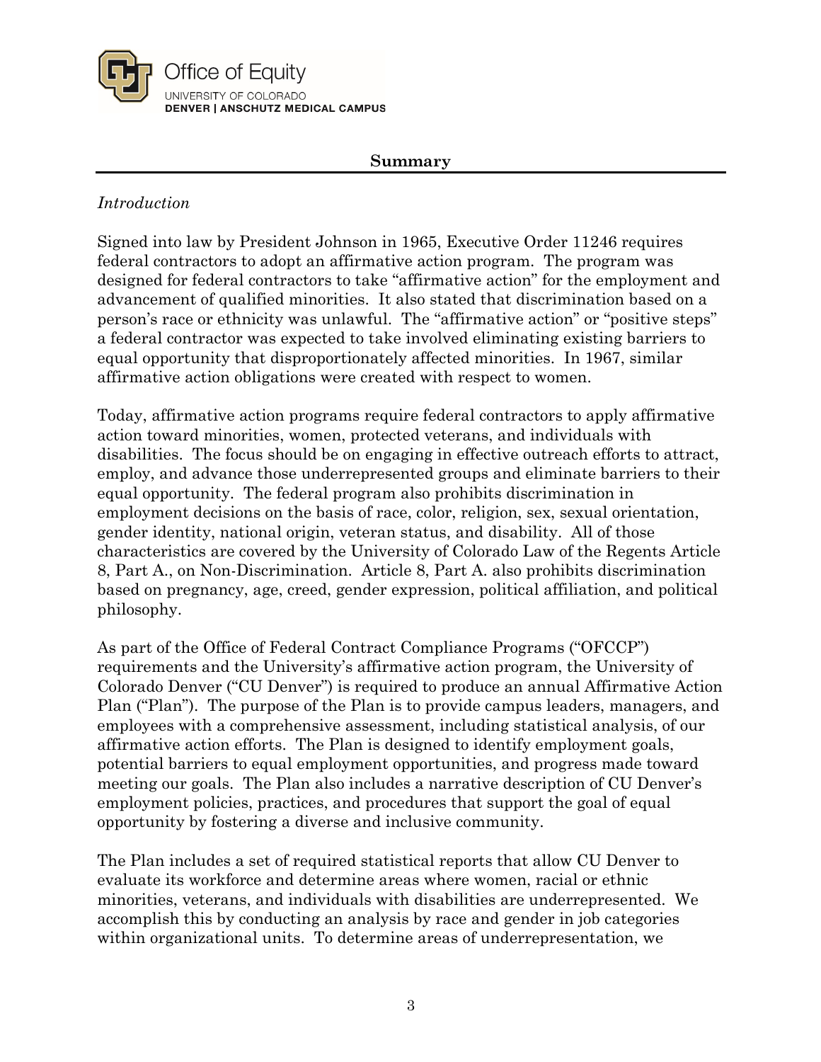## Summary

*Introduction*

Signed into law by President Johnson in 1965, Executive Order 11246 requires federal contractors to adopt an affirmative action program. The program was designed for federal contractors to take "affirmative action" for the employment and advancement of qualified minorities. It also stated that discrimination based on a person's race or ethnicity was unlawful. The "affirmative action" or "positive steps" a federal contractor was expected to take involved eliminating existing barriers to equal opportunity that disproportionately affected minorities. In 1967, similar affirmative action obligations were created with respect to women.

Today, affirmative action programs require federal contractors to apply affirmative action toward minorities, women, protected veterans, and individuals with disabilities. The focus should be on engaging in effective outreach efforts to attract, employ, and advance those underrepresented groups and eliminate barriers to their equal opportunity. The federal program also prohibits discrimination in employment decisions on the basis of race, color, religion, sex, sexual orientation, gender identity, national origin, veteran status, and disability. All of those characteristics are covered by the University of Colorado Law of the Regents Article 8, Part A., on Non-Discrimination. Article 8, Part A. also prohibits discrimination based on pregnancy, age, creed, gender expression, political affiliation, and political philosophy.

As part of the Office of Federal Contract Compliance Programs ("OFCCP") requirements and the University's affirmative action program, the University of Colorado Denver ("CU Denver") is required to produce an annual Affirmative Action Plan ("Plan"). The purpose of the Plan is to provide campus leaders, managers, and employees with a comprehensive assessment, including statistical analysis, of our affirmative action efforts. The Plan is designed to identify employment goals, potential barriers to equal employment opportunities, and progress made toward meeting our goals. The Plan also includes a narrative description of CU Denver's employment policies, practices, and procedures that support the goal of equal opportunity by fostering a diverse and inclusive community.

The Plan includes a set of required statistical reports that allow CU Denver to evaluate its workforce and determine areas where women, racial or ethnic minorities, veterans, and individuals with disabilities are underrepresented. We accomplish this by conducting an analysis by race and gender in job categories within organizational units. To determine areas of underrepresentation, we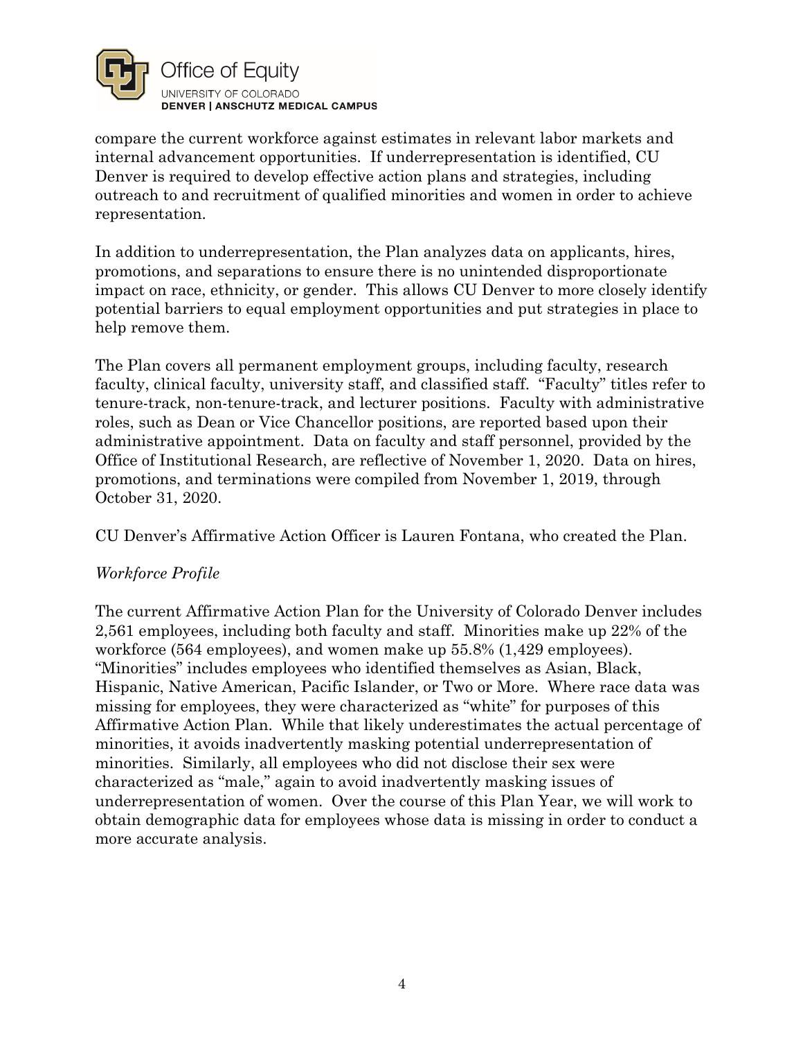compare the current workforce against estimates in relevant labor markets and internal advancement opportunities. If underrepresentation is identified, CU Denver is required to develop effective action plans and strategies, including outreach to and recruitment of qualified minorities and women in order to achieve representation.

In addition to underrepresentation, the Plan analyzes data on applicants, hires, promotions, and separations to ensure there is no unintended disproportionate impact on race, ethnicity, or gender. This allows CU Denver to more closely identify potential barriers to equal employment opportunities and put strategies in place to help remove them.

The Plan covers all permanent employment groups, including faculty, research faculty, clinical faculty, university staff, and classified staff. "Faculty" titles refer to tenure-track, non-tenure-track, and lecturer positions. Faculty with administrative roles, such as Dean or Vice Chancellor positions, are reported based upon their administrative appointment. Data on faculty and staff personnel, provided by the Office of Institutional Research, are reflective of November 1, 2020. Data on hires, promotions, and terminations were compiled from November 1, 2019, through October 31, 2020.

CU Denver's Affirmative Action Officer is Lauren Fontana, who created the Plan.

*Workforce Profile*

The current Affirmative Action Plan for the University of Colorado Denver includes 2,561 employees, including both faculty and staff. Minorities make up 22% of the workforce (564 employees), and women make up 55.8% (1,429 employees). "Minorities" includes employees who identified themselves as Asian, Black, Hispanic, Native American, Pacific Islander, or Two or More. Where race data was missing for employees, they were characterized as "white" for purposes of this Affirmative Action Plan. While that likely underestimates the actual percentage of minorities, it avoids inadvertently masking potential underrepresentation of minorities. Similarly, all employees who did not disclose their sex were characterized as "male," again to avoid inadvertently masking issues of underrepresentation of women. Over the course of this Plan Year, we will work to obtain demographic data for employees whose data is missing in order to conduct a more accurate analysis.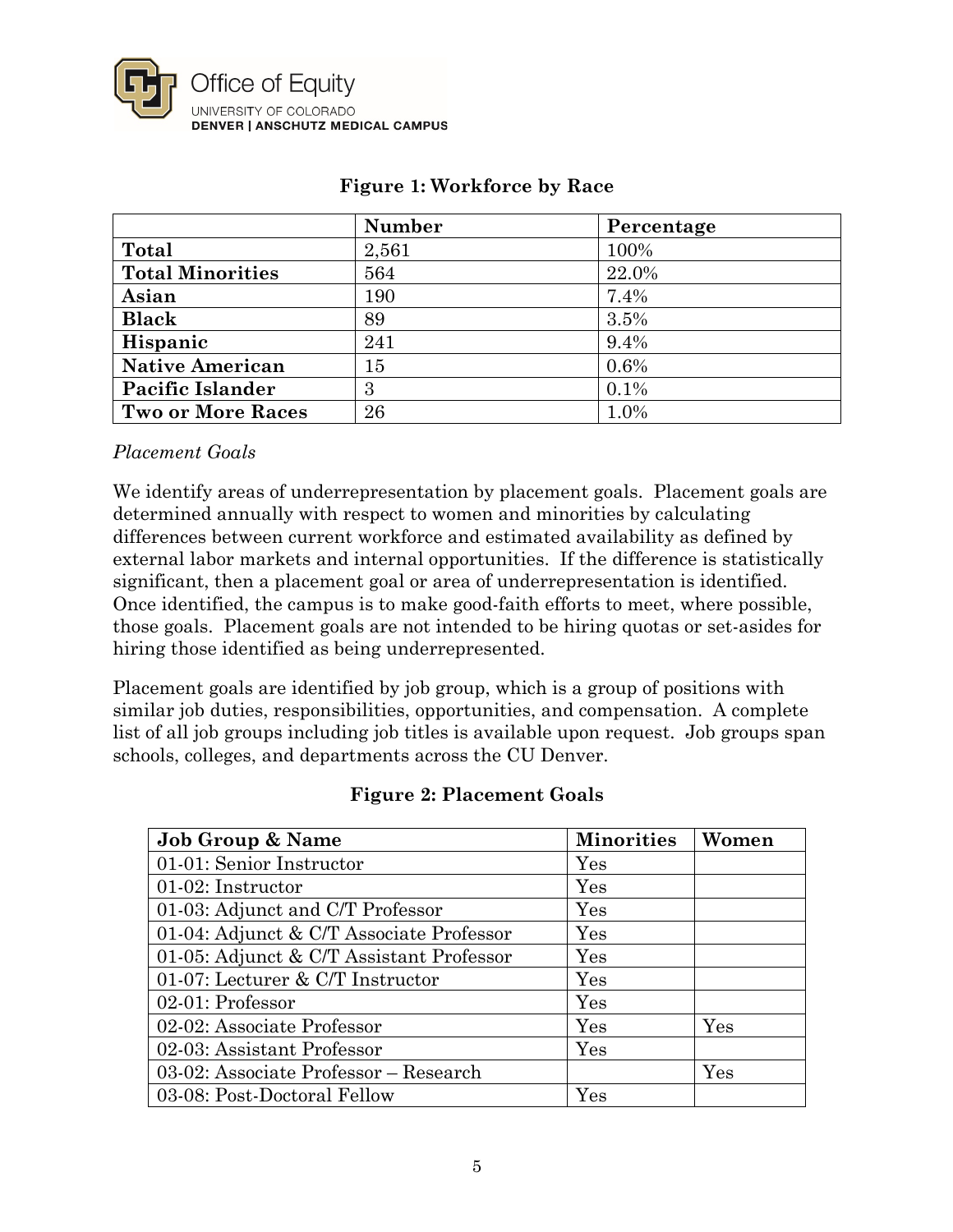**Figure 1: Workforce by Race**

| | Number | Percentage |
|---|---|---|
| **Total** | 2,561 | 100% |
| **Total Minorities** | 564 | 22.0% |
| **Asian** | 190 | 7.4% |
| **Black** | 89 | 3.5% |
| **Hispanic** | 241 | 9.4% |
| **Native American** | 15 | 0.6% |
| **Pacific Islander** | 3 | 0.1% |
| **Two or More Races** | 26 | 1.0% |

*Placement Goals*

We identify areas of underrepresentation by placement goals. Placement goals are determined annually with respect to women and minorities by calculating differences between current workforce and estimated availability as defined by external labor markets and internal opportunities. If the difference is statistically significant, then a placement goal or area of underrepresentation is identified. Once identified, the campus is to make good-faith efforts to meet, where possible, those goals. Placement goals are not intended to be hiring quotas or set-asides for hiring those identified as being underrepresented.

Placement goals are identified by job group, which is a group of positions with similar job duties, responsibilities, opportunities, and compensation. A complete list of all job groups including job titles is available upon request. Job groups span schools, colleges, and departments across the CU Denver.

**Figure 2: Placement Goals**

| Job Group & Name | Minorities | Women |
|---|---|---|
| 01-01: Senior Instructor | Yes | |
| 01-02: Instructor | Yes | |
| 01-03: Adjunct and C/T Professor | Yes | |
| 01-04: Adjunct & C/T Associate Professor | Yes | |
| 01-05: Adjunct & C/T Assistant Professor | Yes | |
| 01-07: Lecturer & C/T Instructor | Yes | |
| 02-01: Professor | Yes | |
| 02-02: Associate Professor | Yes | Yes |
| 02-03: Assistant Professor | Yes | |
| 03-02: Associate Professor – Research | | Yes |
| 03-08: Post-Doctoral Fellow | Yes | |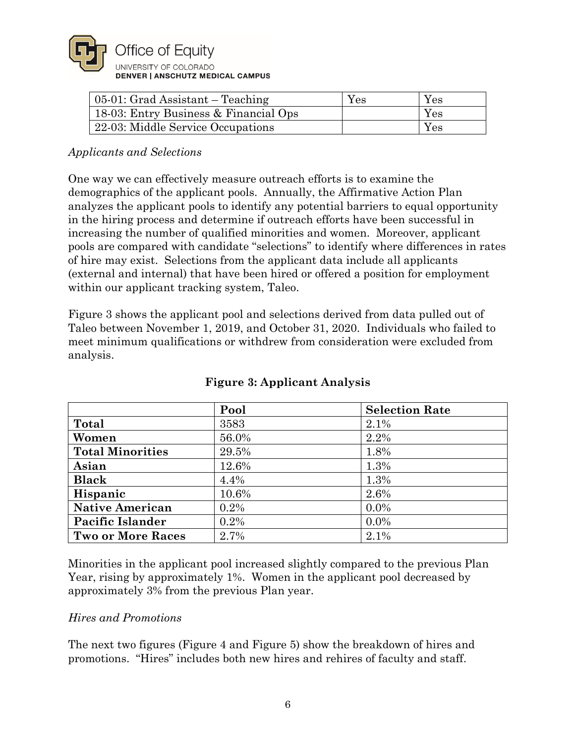| 05-01: Grad Assistant – Teaching | Yes | Yes |
| --- | --- | --- |
| 18-03: Entry Business & Financial Ops | | Yes |
| 22-03: Middle Service Occupations | | Yes |

*Applicants and Selections*

One way we can effectively measure outreach efforts is to examine the demographics of the applicant pools. Annually, the Affirmative Action Plan analyzes the applicant pools to identify any potential barriers to equal opportunity in the hiring process and determine if outreach efforts have been successful in increasing the number of qualified minorities and women. Moreover, applicant pools are compared with candidate "selections" to identify where differences in rates of hire may exist. Selections from the applicant data include all applicants (external and internal) that have been hired or offered a position for employment within our applicant tracking system, Taleo.

Figure 3 shows the applicant pool and selections derived from data pulled out of Taleo between November 1, 2019, and October 31, 2020. Individuals who failed to meet minimum qualifications or withdrew from consideration were excluded from analysis.

**Figure 3: Applicant Analysis**

| | **Pool** | **Selection Rate** |
| --- | --- | --- |
| **Total** | 3583 | 2.1% |
| **Women** | 56.0% | 2.2% |
| **Total Minorities** | 29.5% | 1.8% |
| **Asian** | 12.6% | 1.3% |
| **Black** | 4.4% | 1.3% |
| **Hispanic** | 10.6% | 2.6% |
| **Native American** | 0.2% | 0.0% |
| **Pacific Islander** | 0.2% | 0.0% |
| **Two or More Races** | 2.7% | 2.1% |

Minorities in the applicant pool increased slightly compared to the previous Plan Year, rising by approximately 1%. Women in the applicant pool decreased by approximately 3% from the previous Plan year.

*Hires and Promotions*

The next two figures (Figure 4 and Figure 5) show the breakdown of hires and promotions. "Hires" includes both new hires and rehires of faculty and staff.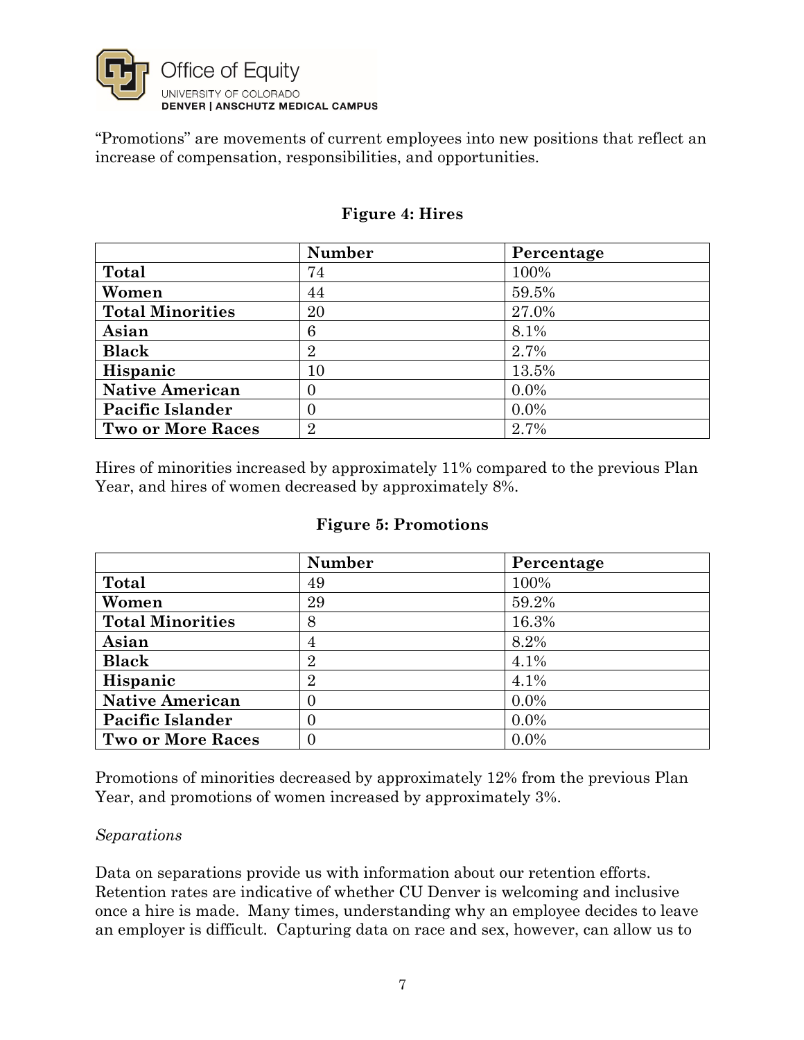"Promotions" are movements of current employees into new positions that reflect an increase of compensation, responsibilities, and opportunities.

**Figure 4: Hires**

| | Number | Percentage |
|---|---|---|
| **Total** | 74 | 100% |
| **Women** | 44 | 59.5% |
| **Total Minorities** | 20 | 27.0% |
| **Asian** | 6 | 8.1% |
| **Black** | 2 | 2.7% |
| **Hispanic** | 10 | 13.5% |
| **Native American** | 0 | 0.0% |
| **Pacific Islander** | 0 | 0.0% |
| **Two or More Races** | 2 | 2.7% |

Hires of minorities increased by approximately 11% compared to the previous Plan Year, and hires of women decreased by approximately 8%.

**Figure 5: Promotions**

| | Number | Percentage |
|---|---|---|
| **Total** | 49 | 100% |
| **Women** | 29 | 59.2% |
| **Total Minorities** | 8 | 16.3% |
| **Asian** | 4 | 8.2% |
| **Black** | 2 | 4.1% |
| **Hispanic** | 2 | 4.1% |
| **Native American** | 0 | 0.0% |
| **Pacific Islander** | 0 | 0.0% |
| **Two or More Races** | 0 | 0.0% |

Promotions of minorities decreased by approximately 12% from the previous Plan Year, and promotions of women increased by approximately 3%.

*Separations*

Data on separations provide us with information about our retention efforts. Retention rates are indicative of whether CU Denver is welcoming and inclusive once a hire is made. Many times, understanding why an employee decides to leave an employer is difficult. Capturing data on race and sex, however, can allow us to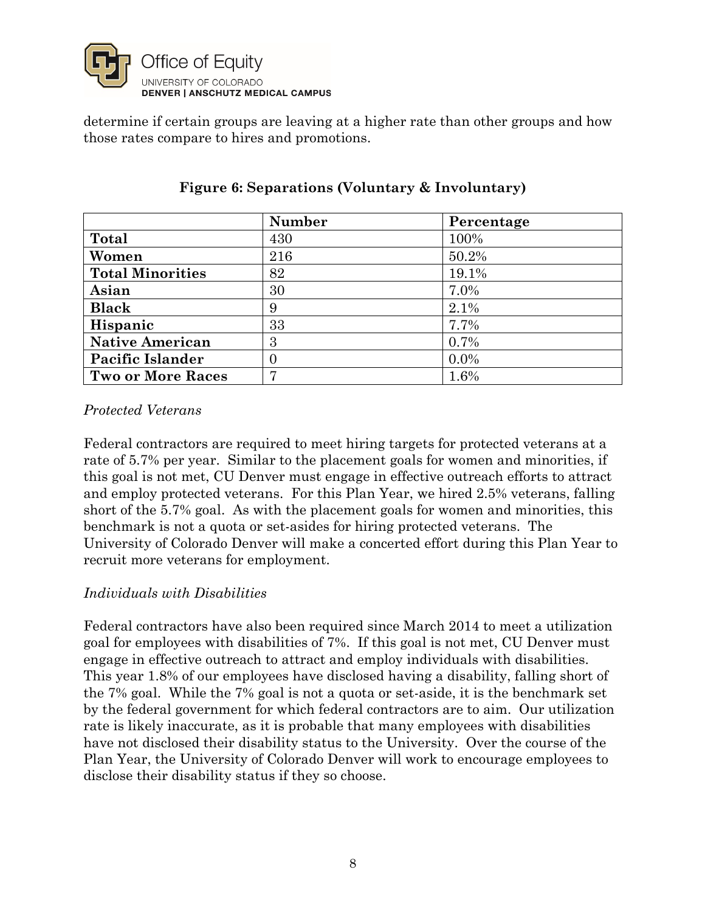determine if certain groups are leaving at a higher rate than other groups and how those rates compare to hires and promotions.

**Figure 6: Separations (Voluntary & Involuntary)**

| | Number | Percentage |
|---|---|---|
| **Total** | 430 | 100% |
| **Women** | 216 | 50.2% |
| **Total Minorities** | 82 | 19.1% |
| **Asian** | 30 | 7.0% |
| **Black** | 9 | 2.1% |
| **Hispanic** | 33 | 7.7% |
| **Native American** | 3 | 0.7% |
| **Pacific Islander** | 0 | 0.0% |
| **Two or More Races** | 7 | 1.6% |

*Protected Veterans*

Federal contractors are required to meet hiring targets for protected veterans at a rate of 5.7% per year. Similar to the placement goals for women and minorities, if this goal is not met, CU Denver must engage in effective outreach efforts to attract and employ protected veterans. For this Plan Year, we hired 2.5% veterans, falling short of the 5.7% goal. As with the placement goals for women and minorities, this benchmark is not a quota or set-asides for hiring protected veterans. The University of Colorado Denver will make a concerted effort during this Plan Year to recruit more veterans for employment.

*Individuals with Disabilities*

Federal contractors have also been required since March 2014 to meet a utilization goal for employees with disabilities of 7%. If this goal is not met, CU Denver must engage in effective outreach to attract and employ individuals with disabilities. This year 1.8% of our employees have disclosed having a disability, falling short of the 7% goal. While the 7% goal is not a quota or set-aside, it is the benchmark set by the federal government for which federal contractors are to aim. Our utilization rate is likely inaccurate, as it is probable that many employees with disabilities have not disclosed their disability status to the University. Over the course of the Plan Year, the University of Colorado Denver will work to encourage employees to disclose their disability status if they so choose.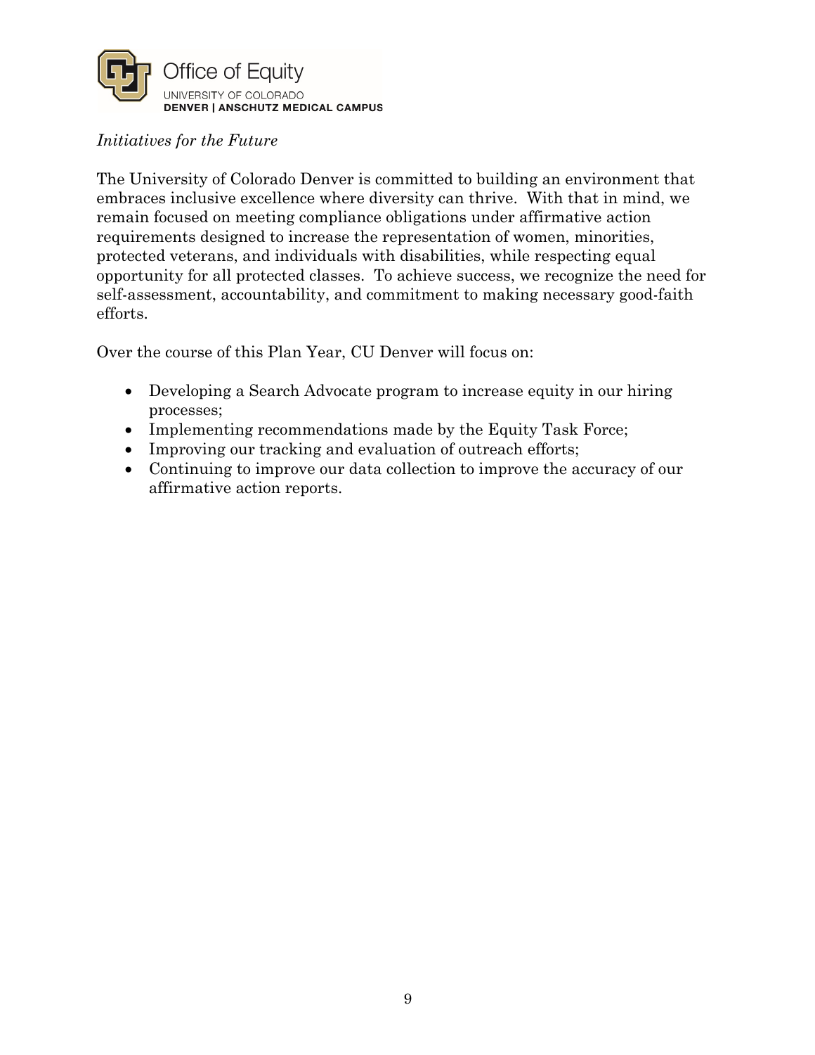*Initiatives for the Future*

The University of Colorado Denver is committed to building an environment that embraces inclusive excellence where diversity can thrive. With that in mind, we remain focused on meeting compliance obligations under affirmative action requirements designed to increase the representation of women, minorities, protected veterans, and individuals with disabilities, while respecting equal opportunity for all protected classes. To achieve success, we recognize the need for self-assessment, accountability, and commitment to making necessary good-faith efforts.

Over the course of this Plan Year, CU Denver will focus on:

- Developing a Search Advocate program to increase equity in our hiring processes;
- Implementing recommendations made by the Equity Task Force;
- Improving our tracking and evaluation of outreach efforts;
- Continuing to improve our data collection to improve the accuracy of our affirmative action reports.